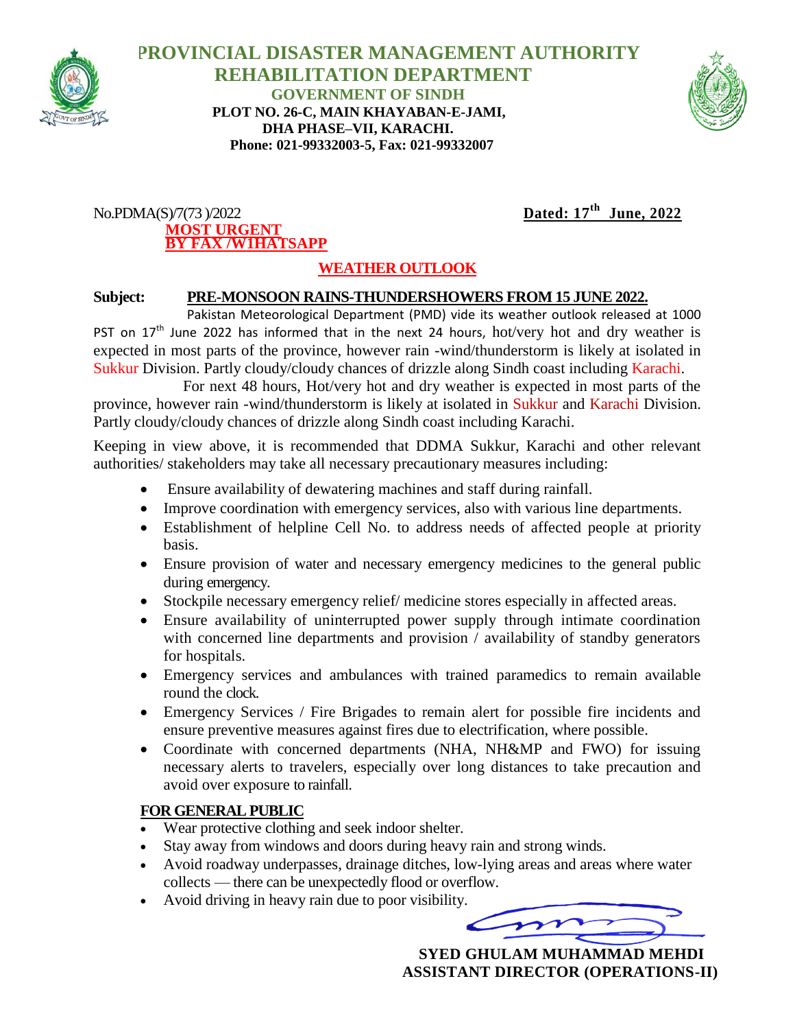# PROVINCIAL DISASTER MANAGEMENT AUTHORITY
## REHABILITATION DEPARTMENT
### GOVERNMENT OF SINDH

**PLOT NO. 26-C, MAIN KHAYABAN-E-JAMI,**
**DHA PHASE–VII, KARACHI.**
**Phone: 021-99332003-5, Fax: 021-99332007**

No.PDMA(S)/7(73 )/2022 **Dated: 17th June, 2022**

**MOST URGENT**
**BY FAX /W1HATSAPP**

**WEATHER OUTLOOK**

**Subject: PRE-MONSOON RAINS-THUNDERSHOWERS FROM 15 JUNE 2022.**

Pakistan Meteorological Department (PMD) vide its weather outlook released at 1000 PST on 17th June 2022 has informed that in the next 24 hours, hot/very hot and dry weather is expected in most parts of the province, however rain -wind/thunderstorm is likely at isolated in Sukkur Division. Partly cloudy/cloudy chances of drizzle along Sindh coast including Karachi.

For next 48 hours, Hot/very hot and dry weather is expected in most parts of the province, however rain -wind/thunderstorm is likely at isolated in Sukkur and Karachi Division. Partly cloudy/cloudy chances of drizzle along Sindh coast including Karachi.

Keeping in view above, it is recommended that DDMA Sukkur, Karachi and other relevant authorities/ stakeholders may take all necessary precautionary measures including:

- Ensure availability of dewatering machines and staff during rainfall.
- Improve coordination with emergency services, also with various line departments.
- Establishment of helpline Cell No. to address needs of affected people at priority basis.
- Ensure provision of water and necessary emergency medicines to the general public during emergency.
- Stockpile necessary emergency relief/ medicine stores especially in affected areas.
- Ensure availability of uninterrupted power supply through intimate coordination with concerned line departments and provision / availability of standby generators for hospitals.
- Emergency services and ambulances with trained paramedics to remain available round the clock.
- Emergency Services / Fire Brigades to remain alert for possible fire incidents and ensure preventive measures against fires due to electrification, where possible.
- Coordinate with concerned departments (NHA, NH&MP and FWO) for issuing necessary alerts to travelers, especially over long distances to take precaution and avoid over exposure to rainfall.

**FOR GENERAL PUBLIC**

- Wear protective clothing and seek indoor shelter.
- Stay away from windows and doors during heavy rain and strong winds.
- Avoid roadway underpasses, drainage ditches, low-lying areas and areas where water collects — there can be unexpectedly flood or overflow.
- Avoid driving in heavy rain due to poor visibility.

**SYED GHULAM MUHAMMAD MEHDI**
**ASSISTANT DIRECTOR (OPERATIONS-II)**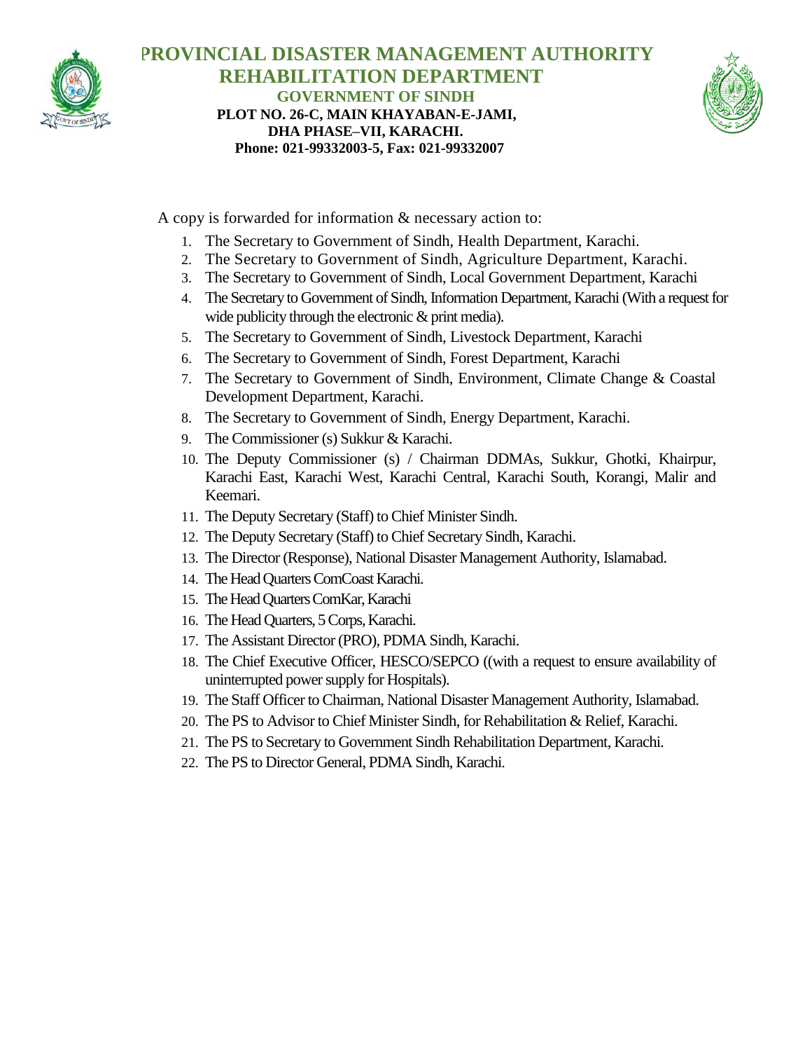# PROVINCIAL DISASTER MANAGEMENT AUTHORITY
## REHABILITATION DEPARTMENT
### GOVERNMENT OF SINDH

**PLOT NO. 26-C, MAIN KHAYABAN-E-JAMI,**
**DHA PHASE–VII, KARACHI.**
**Phone: 021-99332003-5, Fax: 021-99332007**

A copy is forwarded for information & necessary action to:

1. The Secretary to Government of Sindh, Health Department, Karachi.
2. The Secretary to Government of Sindh, Agriculture Department, Karachi.
3. The Secretary to Government of Sindh, Local Government Department, Karachi
4. The Secretary to Government of Sindh, Information Department, Karachi (With a request for wide publicity through the electronic & print media).
5. The Secretary to Government of Sindh, Livestock Department, Karachi
6. The Secretary to Government of Sindh, Forest Department, Karachi
7. The Secretary to Government of Sindh, Environment, Climate Change & Coastal Development Department, Karachi.
8. The Secretary to Government of Sindh, Energy Department, Karachi.
9. The Commissioner (s) Sukkur & Karachi.
10. The Deputy Commissioner (s) / Chairman DDMAs, Sukkur, Ghotki, Khairpur, Karachi East, Karachi West, Karachi Central, Karachi South, Korangi, Malir and Keemari.
11. The Deputy Secretary (Staff) to Chief Minister Sindh.
12. The Deputy Secretary (Staff) to Chief Secretary Sindh, Karachi.
13. The Director (Response), National Disaster Management Authority, Islamabad.
14. The Head Quarters ComCoast Karachi.
15. The Head Quarters ComKar, Karachi
16. The Head Quarters, 5 Corps, Karachi.
17. The Assistant Director (PRO), PDMA Sindh, Karachi.
18. The Chief Executive Officer, HESCO/SEPCO ((with a request to ensure availability of uninterrupted power supply for Hospitals).
19. The Staff Officer to Chairman, National Disaster Management Authority, Islamabad.
20. The PS to Advisor to Chief Minister Sindh, for Rehabilitation & Relief, Karachi.
21. The PS to Secretary to Government Sindh Rehabilitation Department, Karachi.
22. The PS to Director General, PDMA Sindh, Karachi.